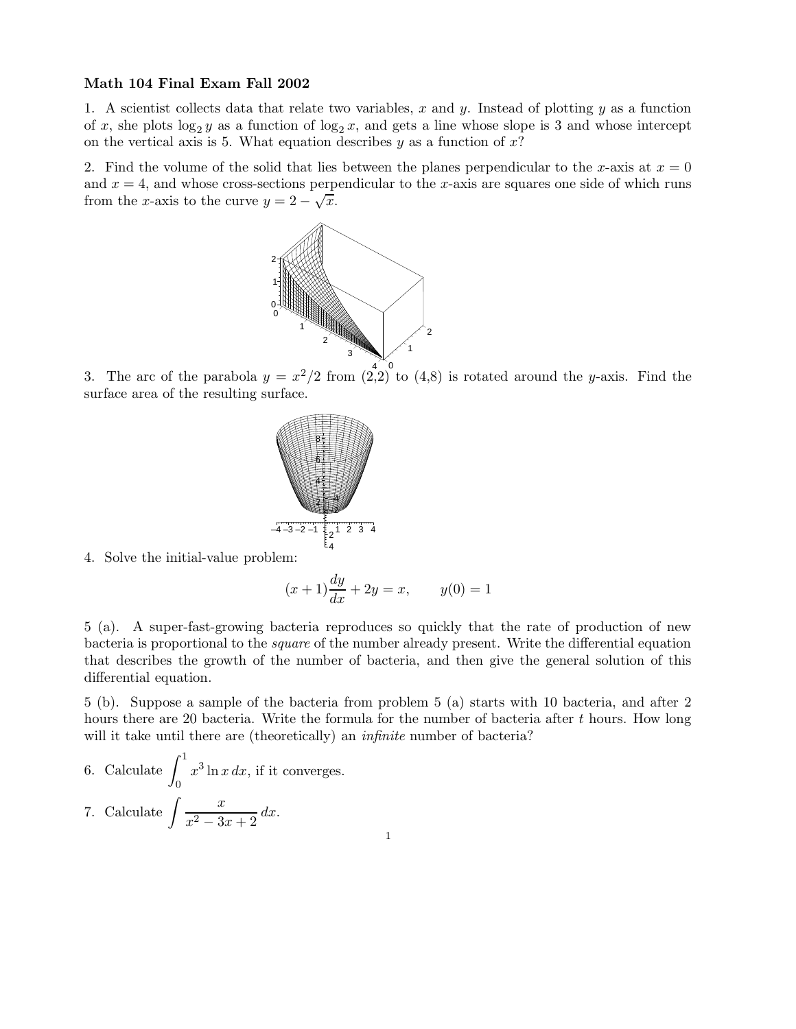**Math 104 Final Exam Fall 2002**

1. A scientist collects data that relate two variables, $x$ and $y$. Instead of plotting $y$ as a function of $x$, she plots $\log_2 y$ as a function of $\log_2 x$, and gets a line whose slope is 3 and whose intercept on the vertical axis is 5. What equation describes $y$ as a function of $x$?

2. Find the volume of the solid that lies between the planes perpendicular to the $x$-axis at $x = 0$ and $x = 4$, and whose cross-sections perpendicular to the $x$-axis are squares one side of which runs from the $x$-axis to the curve $y = 2 - \sqrt{x}$.

3. The arc of the parabola $y = x^2/2$ from (2,2) to (4,8) is rotated around the $y$-axis. Find the surface area of the resulting surface.

4. Solve the initial-value problem:

$$(x+1)\frac{dy}{dx} + 2y = x, \qquad y(0) = 1$$

5 (a). A super-fast-growing bacteria reproduces so quickly that the rate of production of new bacteria is proportional to the *square* of the number already present. Write the differential equation that describes the growth of the number of bacteria, and then give the general solution of this differential equation.

5 (b). Suppose a sample of the bacteria from problem 5 (a) starts with 10 bacteria, and after 2 hours there are 20 bacteria. Write the formula for the number of bacteria after $t$ hours. How long will it take until there are (theoretically) an *infinite* number of bacteria?

6. Calculate $\displaystyle\int_0^1 x^3 \ln x \, dx$, if it converges.

7. Calculate $\displaystyle\int \frac{x}{x^2 - 3x + 2} \, dx$.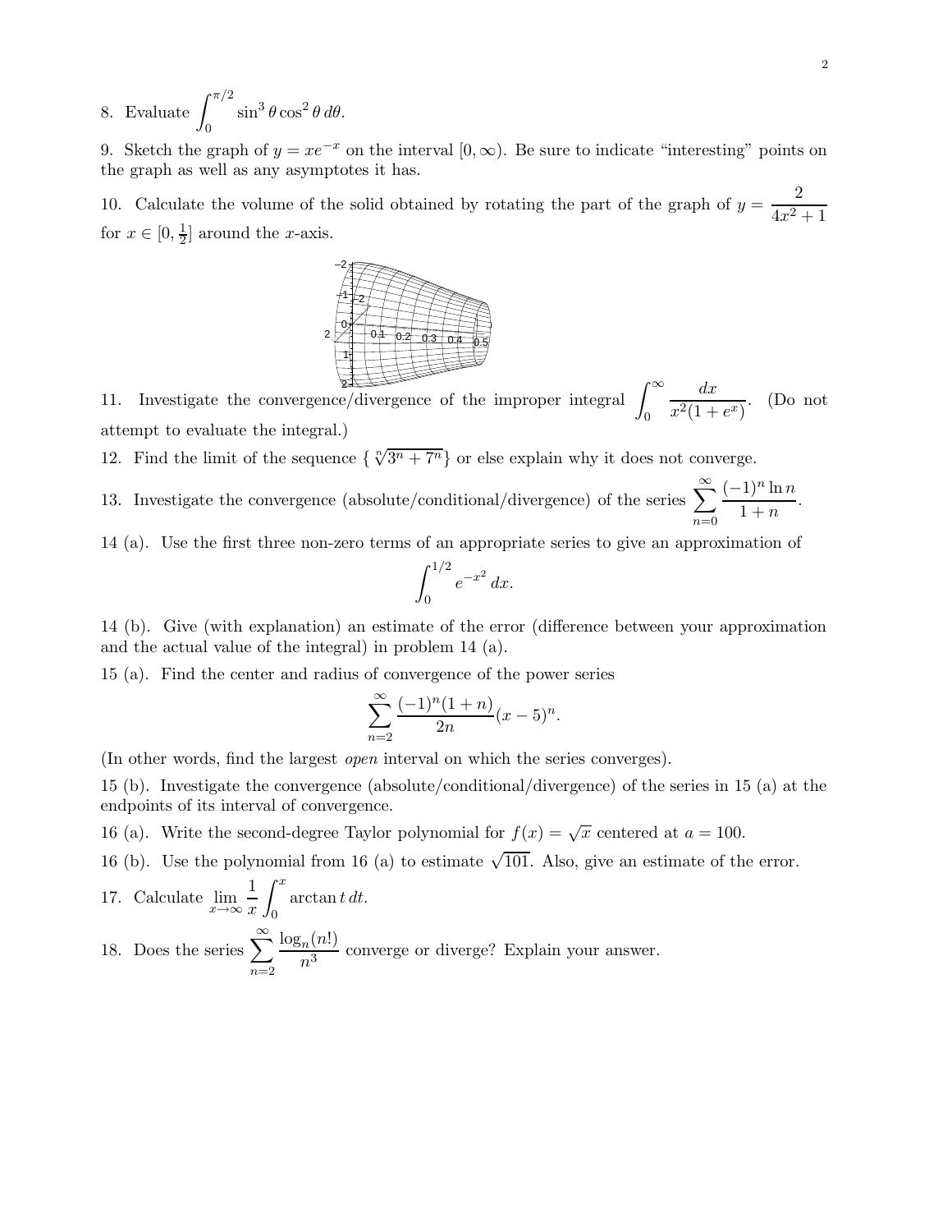8. Evaluate $\int_0^{\pi/2} \sin^3 \theta \cos^2 \theta \, d\theta$.

9. Sketch the graph of $y = xe^{-x}$ on the interval $[0, \infty)$. Be sure to indicate "interesting" points on the graph as well as any asymptotes it has.

10. Calculate the volume of the solid obtained by rotating the part of the graph of $y = \dfrac{2}{4x^2+1}$ for $x \in [0, \frac{1}{2}]$ around the $x$-axis.

-2
-1
-2
0
2
0.1 0.2 0.3 0.4 0.5
1
2

11. Investigate the convergence/divergence of the improper integral $\int_0^{\infty} \dfrac{dx}{x^2(1+e^x)}$. (Do not attempt to evaluate the integral.)

12. Find the limit of the sequence $\{\sqrt[n]{3^n + 7^n}\}$ or else explain why it does not converge.

13. Investigate the convergence (absolute/conditional/divergence) of the series $\sum_{n=0}^{\infty} \dfrac{(-1)^n \ln n}{1+n}$.

14 (a). Use the first three non-zero terms of an appropriate series to give an approximation of

$$\int_0^{1/2} e^{-x^2} \, dx.$$

14 (b). Give (with explanation) an estimate of the error (difference between your approximation and the actual value of the integral) in problem 14 (a).

15 (a). Find the center and radius of convergence of the power series

$$\sum_{n=2}^{\infty} \frac{(-1)^n (1+n)}{2n} (x-5)^n.$$

(In other words, find the largest *open* interval on which the series converges).

15 (b). Investigate the convergence (absolute/conditional/divergence) of the series in 15 (a) at the endpoints of its interval of convergence.

16 (a). Write the second-degree Taylor polynomial for $f(x) = \sqrt{x}$ centered at $a = 100$.

16 (b). Use the polynomial from 16 (a) to estimate $\sqrt{101}$. Also, give an estimate of the error.

17. Calculate $\lim_{x \to \infty} \dfrac{1}{x} \int_0^x \arctan t \, dt$.

18. Does the series $\sum_{n=2}^{\infty} \dfrac{\log_n(n!)}{n^3}$ converge or diverge? Explain your answer.